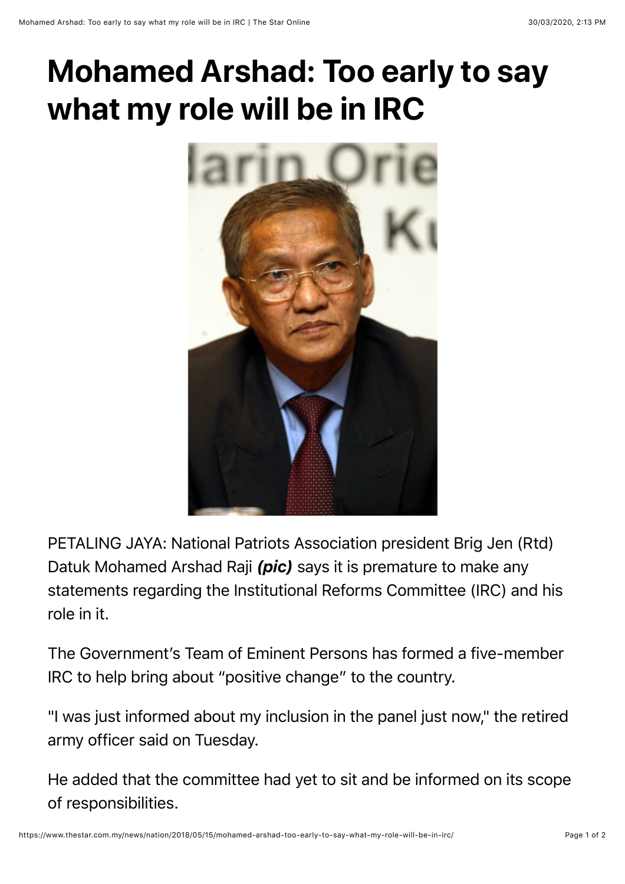# Mohamed Arshad: Too early to say what my role will be in IRC

PETALING JAYA: National Patriots Association president Brig Jen (Rtd) Datuk Mohamed Arshad Raji ***(pic)*** says it is premature to make any statements regarding the Institutional Reforms Committee (IRC) and his role in it.

The Government's Team of Eminent Persons has formed a five-member IRC to help bring about "positive change" to the country.

"I was just informed about my inclusion in the panel just now," the retired army officer said on Tuesday.

He added that the committee had yet to sit and be informed on its scope of responsibilities.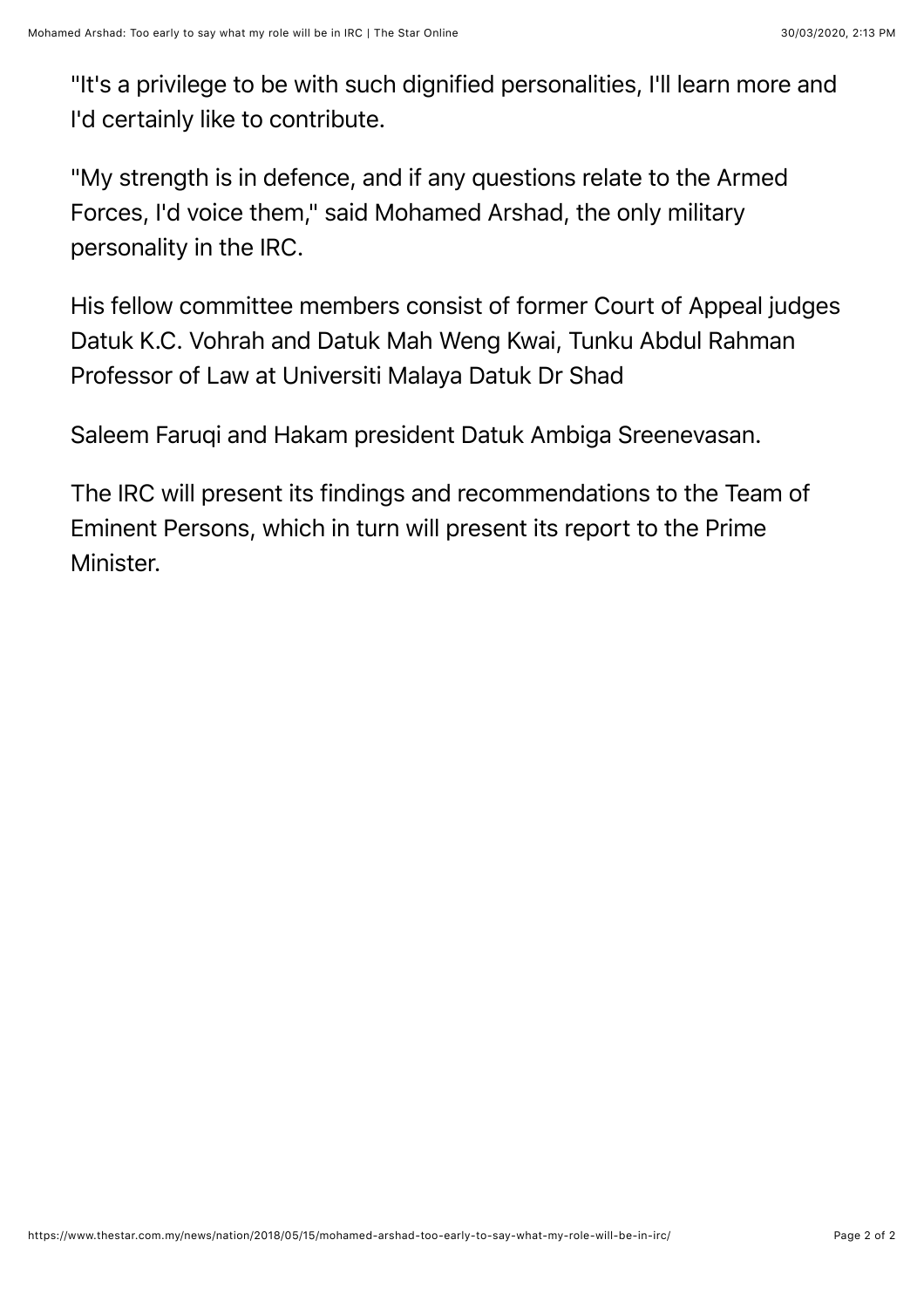"It's a privilege to be with such dignified personalities, I'll learn more and I'd certainly like to contribute.

"My strength is in defence, and if any questions relate to the Armed Forces, I'd voice them," said Mohamed Arshad, the only military personality in the IRC.

His fellow committee members consist of former Court of Appeal judges Datuk K.C. Vohrah and Datuk Mah Weng Kwai, Tunku Abdul Rahman Professor of Law at Universiti Malaya Datuk Dr Shad

Saleem Faruqi and Hakam president Datuk Ambiga Sreenevasan.

The IRC will present its findings and recommendations to the Team of Eminent Persons, which in turn will present its report to the Prime Minister.